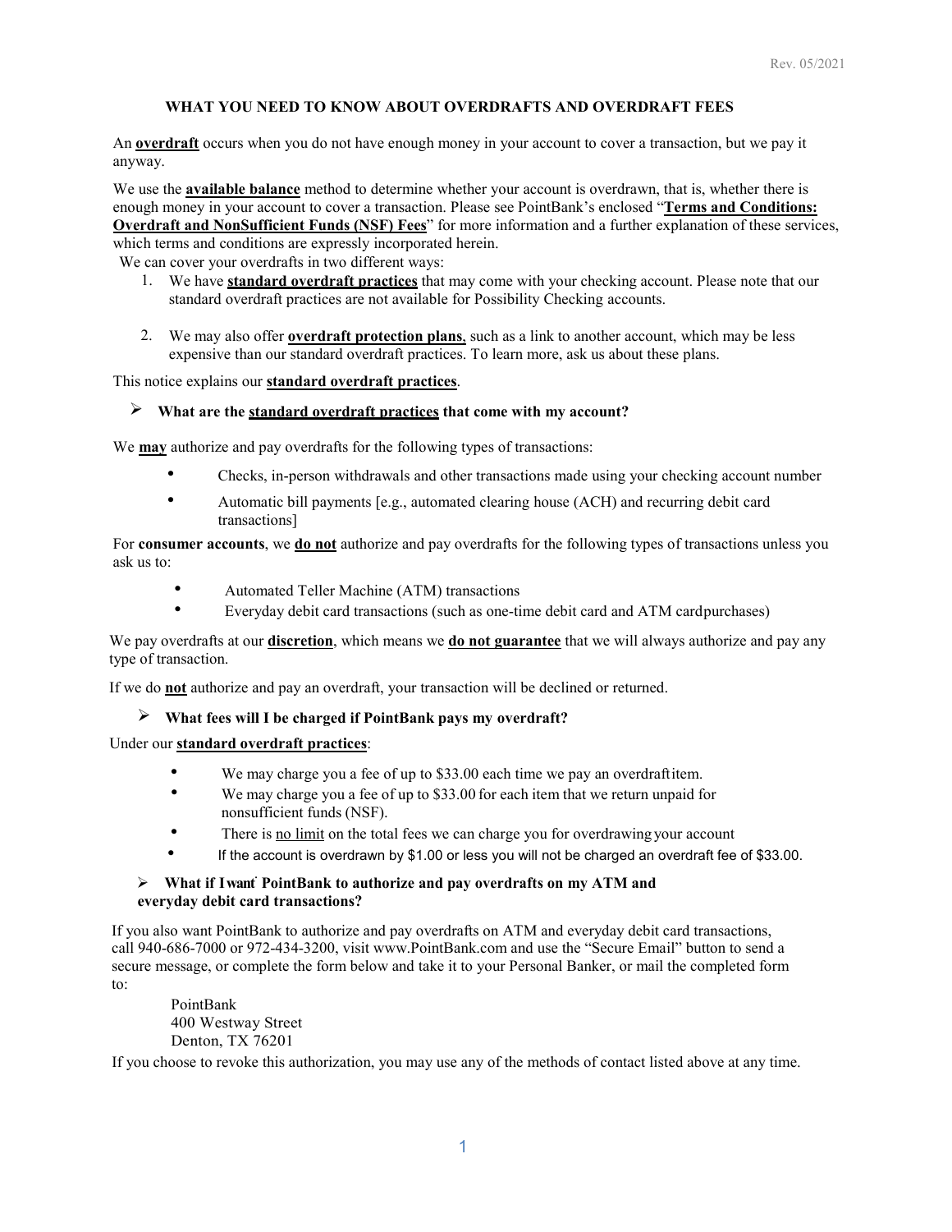Rev. 05/2021

# WHAT YOU NEED TO KNOW ABOUT OVERDRAFTS AND OVERDRAFT FEES

An **overdraft** occurs when you do not have enough money in your account to cover a transaction, but we pay it anyway.

We use the **available balance** method to determine whether your account is overdrawn, that is, whether there is enough money in your account to cover a transaction. Please see PointBank's enclosed "**Terms and Conditions: Overdraft and NonSufficient Funds (NSF) Fees**" for more information and a further explanation of these services, which terms and conditions are expressly incorporated herein.

We can cover your overdrafts in two different ways:

1. We have **standard overdraft practices** that may come with your checking account. Please note that our standard overdraft practices are not available for Possibility Checking accounts.

2. We may also offer **overdraft protection plans**, such as a link to another account, which may be less expensive than our standard overdraft practices. To learn more, ask us about these plans.

This notice explains our **standard overdraft practices**.

## What are the standard overdraft practices that come with my account?

We **may** authorize and pay overdrafts for the following types of transactions:

- Checks, in-person withdrawals and other transactions made using your checking account number
- Automatic bill payments [e.g., automated clearing house (ACH) and recurring debit card transactions]

For **consumer accounts**, we **do not** authorize and pay overdrafts for the following types of transactions unless you ask us to:

- Automated Teller Machine (ATM) transactions
- Everyday debit card transactions (such as one-time debit card and ATM card purchases)

We pay overdrafts at our **discretion**, which means we **do not guarantee** that we will always authorize and pay any type of transaction.

If we do **not** authorize and pay an overdraft, your transaction will be declined or returned.

## What fees will I be charged if PointBank pays my overdraft?

Under our **standard overdraft practices**:

- We may charge you a fee of up to $33.00 each time we pay an overdraft item.
- We may charge you a fee of up to $33.00 for each item that we return unpaid for nonsufficient funds (NSF).
- There is no limit on the total fees we can charge you for overdrawing your account
- If the account is overdrawn by $1.00 or less you will not be charged an overdraft fee of $33.00.

## What if I want PointBank to authorize and pay overdrafts on my ATM and everyday debit card transactions?

If you also want PointBank to authorize and pay overdrafts on ATM and everyday debit card transactions, call 940-686-7000 or 972-434-3200, visit www.PointBank.com and use the "Secure Email" button to send a secure message, or complete the form below and take it to your Personal Banker, or mail the completed form to:

PointBank
400 Westway Street
Denton, TX 76201

If you choose to revoke this authorization, you may use any of the methods of contact listed above at any time.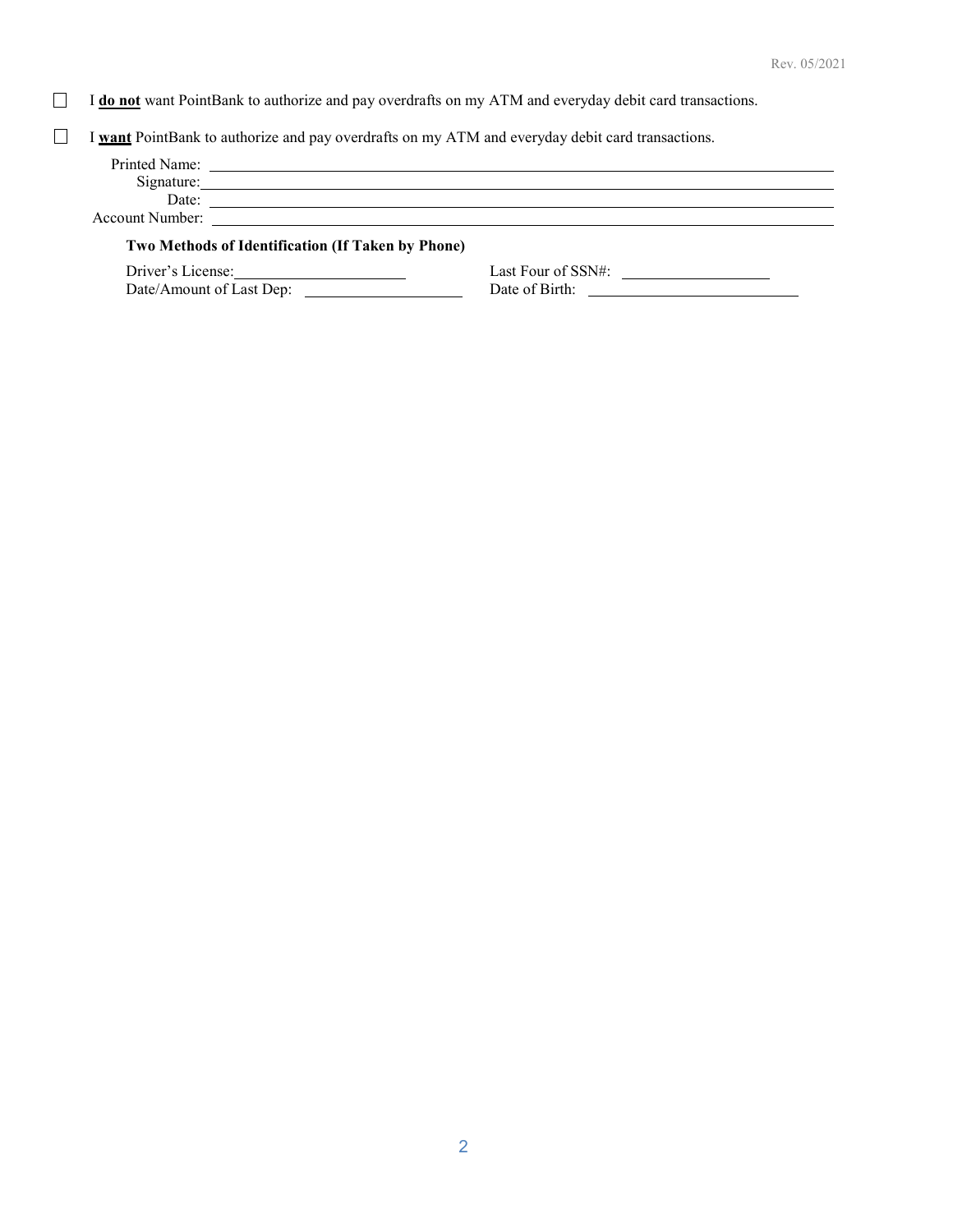Rev. 05/2021

☐ I **do not** want PointBank to authorize and pay overdrafts on my ATM and everyday debit card transactions.

☐ I **want** PointBank to authorize and pay overdrafts on my ATM and everyday debit card transactions.

Printed Name: ______________________________

Signature: ______________________________

Date: ______________________________

Account Number: ______________________________

**Two Methods of Identification (If Taken by Phone)**

Driver's License: ____________________

Last Four of SSN#: ____________________

Date/Amount of Last Dep: ____________________

Date of Birth: ____________________